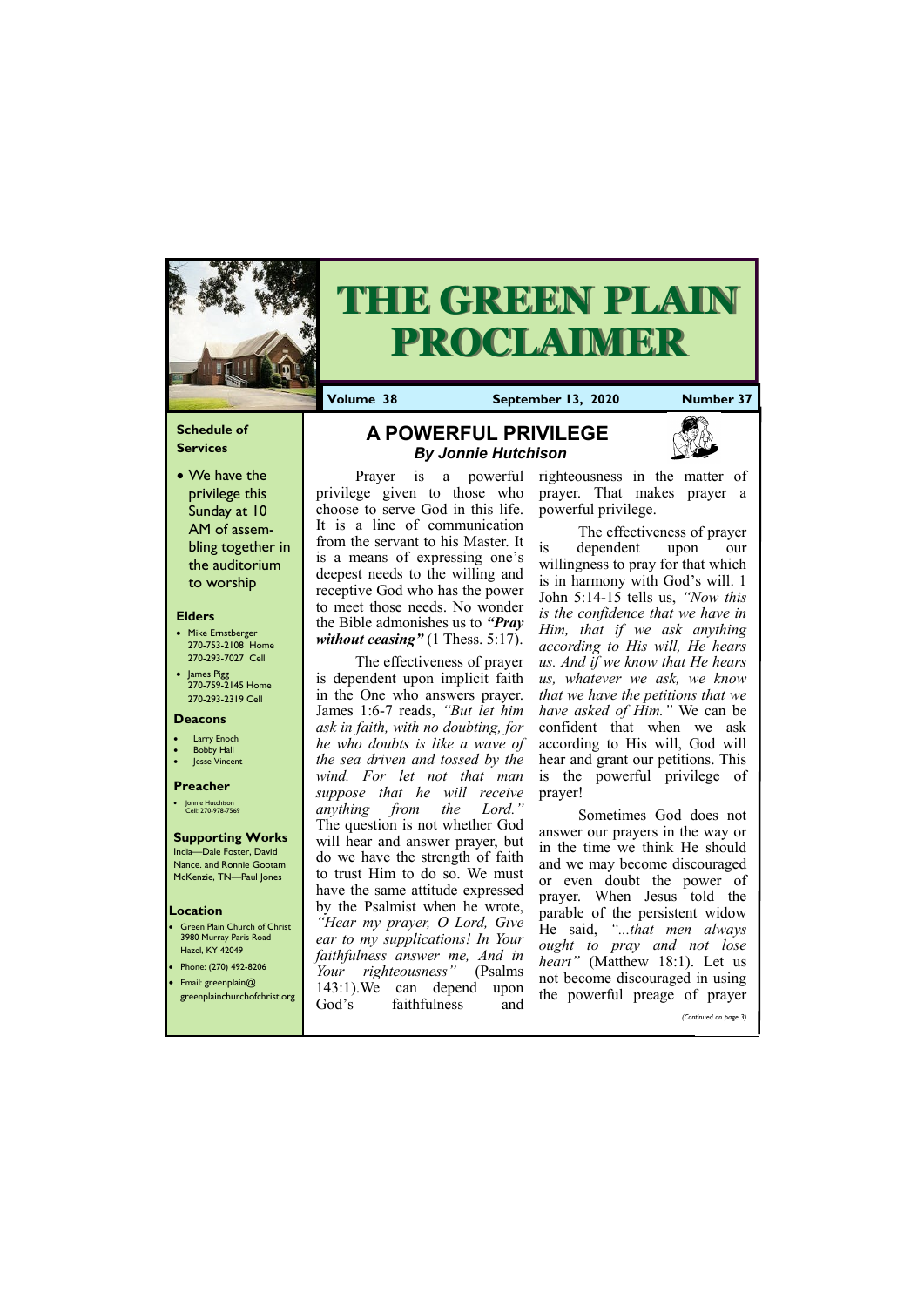# THE GREEN PLAIN PROCLAIMER

**Volume 38** | **September 13, 2020** | **Number 37**

### Schedule of Services

- We have the privilege this Sunday at 10 AM of assembling together in the auditorium to worship

### Elders

- Mike Ernstberger 270-753-2108 Home 270-293-7027 Cell
- James Pigg 270-759-2145 Home 270-293-2319 Cell

### Deacons

- Larry Enoch
- Bobby Hall
- Jesse Vincent

### Preacher

- Jonnie Hutchison Cell: 270-978-7569

### Supporting Works

India—Dale Foster, David Nance. and Ronnie Gootam McKenzie, TN—Paul Jones

### Location

- Green Plain Church of Christ 3980 Murray Paris Road Hazel, KY 42049
- Phone: (270) 492-8206
- Email: greenplain@greenplainchurchofchrist.org

## A POWERFUL PRIVILEGE

***By Jonnie Hutchison***

Prayer is a powerful privilege given to those who choose to serve God in this life. It is a line of communication from the servant to his Master. It is a means of expressing one's deepest needs to the willing and receptive God who has the power to meet those needs. No wonder the Bible admonishes us to ***"Pray without ceasing"*** (1 Thess. 5:17).

The effectiveness of prayer is dependent upon implicit faith in the One who answers prayer. James 1:6-7 reads, *"But let him ask in faith, with no doubting, for he who doubts is like a wave of the sea driven and tossed by the wind. For let not that man suppose that he will receive anything from the Lord."* The question is not whether God will hear and answer prayer, but do we have the strength of faith to trust Him to do so. We must have the same attitude expressed by the Psalmist when he wrote, *"Hear my prayer, O Lord, Give ear to my supplications! In Your faithfulness answer me, And in Your righteousness"* (Psalms 143:1).We can depend upon God's faithfulness and righteousness in the matter of prayer. That makes prayer a powerful privilege.

The effectiveness of prayer is dependent upon our willingness to pray for that which is in harmony with God's will. 1 John 5:14-15 tells us, *"Now this is the confidence that we have in Him, that if we ask anything according to His will, He hears us. And if we know that He hears us, whatever we ask, we know that we have the petitions that we have asked of Him."* We can be confident that when we ask according to His will, God will hear and grant our petitions. This is the powerful privilege of prayer!

Sometimes God does not answer our prayers in the way or in the time we think He should and we may become discouraged or even doubt the power of prayer. When Jesus told the parable of the persistent widow He said, *"...that men always ought to pray and not lose heart"* (Matthew 18:1). Let us not become discouraged in using the powerful preage of prayer

*(Continued on page 3)*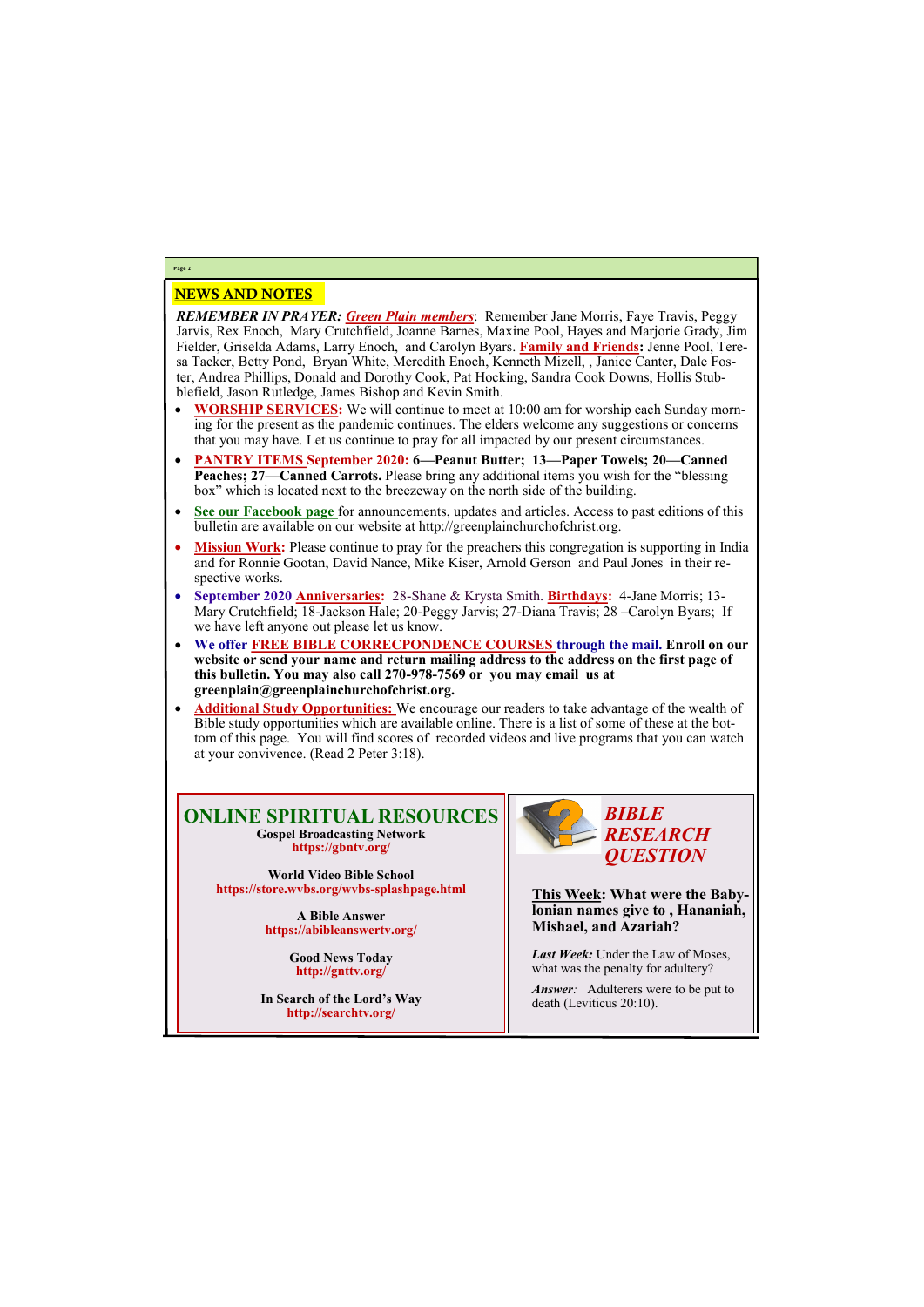## NEWS AND NOTES

***REMEMBER IN PRAYER:*** ***Green Plain members***: Remember Jane Morris, Faye Travis, Peggy Jarvis, Rex Enoch, Mary Crutchfield, Joanne Barnes, Maxine Pool, Hayes and Marjorie Grady, Jim Fielder, Griselda Adams, Larry Enoch, and Carolyn Byars. **Family and Friends:** Jenne Pool, Teresa Tacker, Betty Pond, Bryan White, Meredith Enoch, Kenneth Mizell, , Janice Canter, Dale Foster, Andrea Phillips, Donald and Dorothy Cook, Pat Hocking, Sandra Cook Downs, Hollis Stubblefield, Jason Rutledge, James Bishop and Kevin Smith.

- **WORSHIP SERVICES:** We will continue to meet at 10:00 am for worship each Sunday morning for the present as the pandemic continues. The elders welcome any suggestions or concerns that you may have. Let us continue to pray for all impacted by our present circumstances.
- **PANTRY ITEMS September 2020: 6—Peanut Butter; 13—Paper Towels; 20—Canned Peaches; 27—Canned Carrots.** Please bring any additional items you wish for the "blessing box" which is located next to the breezeway on the north side of the building.
- **See our Facebook page** for announcements, updates and articles. Access to past editions of this bulletin are available on our website at http://greenplainchurchofchrist.org.
- **Mission Work:** Please continue to pray for the preachers this congregation is supporting in India and for Ronnie Gootan, David Nance, Mike Kiser, Arnold Gerson and Paul Jones in their respective works.
- **September 2020 Anniversaries:** 28-Shane & Krysta Smith. **Birthdays:** 4-Jane Morris; 13-Mary Crutchfield; 18-Jackson Hale; 20-Peggy Jarvis; 27-Diana Travis; 28 –Carolyn Byars; If we have left anyone out please let us know.
- **We offer FREE BIBLE CORRECPONDENCE COURSES through the mail. Enroll on our website or send your name and return mailing address to the address on the first page of this bulletin. You may also call 270-978-7569 or you may email us at greenplain@greenplainchurchofchrist.org.**
- **Additional Study Opportunities:** We encourage our readers to take advantage of the wealth of Bible study opportunities which are available online. There is a list of some of these at the bottom of this page. You will find scores of recorded videos and live programs that you can watch at your convivence. (Read 2 Peter 3:18).

## ONLINE SPIRITUAL RESOURCES

**Gospel Broadcasting Network**
https://gbntv.org/

**World Video Bible School**
https://store.wvbs.org/wvbs-splashpage.html

**A Bible Answer**
https://abibleanswertv.org/

**Good News Today**
http://gnttv.org/

**In Search of the Lord's Way**
http://searchtv.org/

## *BIBLE RESEARCH QUESTION*

**This Week: What were the Babylonian names give to , Hananiah, Mishael, and Azariah?**

***Last Week:*** Under the Law of Moses, what was the penalty for adultery?

*Answer:* Adulterers were to be put to death (Leviticus 20:10).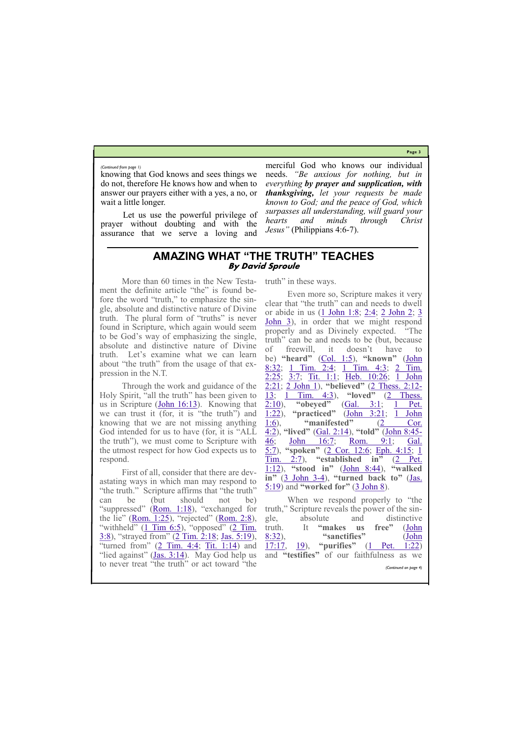*(Continued from page 1)*

knowing that God knows and sees things we do not, therefore He knows how and when to answer our prayers either with a yes, a no, or wait a little longer.

Let us use the powerful privilege of prayer without doubting and with the assurance that we serve a loving and merciful God who knows our individual needs. *"Be anxious for nothing, but in everything **by prayer and supplication, with thanksgiving,** let your requests be made known to God; and the peace of God, which surpasses all understanding, will guard your hearts and minds through Christ Jesus"* (Philippians 4:6-7).

## AMAZING WHAT "THE TRUTH" TEACHES

**By David Sproule**

More than 60 times in the New Testament the definite article "the" is found before the word "truth," to emphasize the single, absolute and distinctive nature of Divine truth. The plural form of "truths" is never found in Scripture, which again would seem to be God's way of emphasizing the single, absolute and distinctive nature of Divine truth. Let's examine what we can learn about "the truth" from the usage of that expression in the N.T.

Through the work and guidance of the Holy Spirit, "all the truth" has been given to us in Scripture (John 16:13). Knowing that we can trust it (for, it is "the truth") and knowing that we are not missing anything God intended for us to have (for, it is "ALL the truth"), we must come to Scripture with the utmost respect for how God expects us to respond.

First of all, consider that there are devastating ways in which man may respond to "the truth." Scripture affirms that "the truth" can be (but should not be) "suppressed" (Rom. 1:18), "exchanged for the lie" (Rom. 1:25), "rejected" (Rom. 2:8), "withheld" (1 Tim 6:5), "opposed" (2 Tim. 3:8), "strayed from" (2 Tim. 2:18; Jas. 5:19), "turned from" (2 Tim. 4:4; Tit. 1:14) and "lied against" (Jas. 3:14). May God help us to never treat "the truth" or act toward "the truth" in these ways.

Even more so, Scripture makes it very clear that "the truth" can and needs to dwell or abide in us (1 John 1:8; 2:4; 2 John 2; 3 John 3), in order that we might respond properly and as Divinely expected. "The truth" can be and needs to be (but, because of freewill, it doesn't have to be) **"heard"** (Col. 1:5), **"known"** (John 8:32; 1 Tim. 2:4; 1 Tim. 4:3; 2 Tim. 2:25; 3:7; Tit. 1:1; Heb. 10:26; 1 John 2:21; 2 John 1), **"believed"** (2 Thess. 2:12-13; 1 Tim. 4:3), **"loved"** (2 Thess. 2:10), **"obeyed"** (Gal. 3:1; 1 Pet. 1:22), **"practiced"** (John 3:21; 1 John 1:6), **"manifested"** (2 Cor. 4:2), **"lived"** (Gal. 2:14), **"told"** (John 8:45-46; John 16:7; Rom. 9:1; Gal. 5:7), **"spoken"** (2 Cor. 12:6; Eph. 4:15; 1 Tim. 2:7), **"established in"** (2 Pet. 1:12), **"stood in"** (John 8:44), **"walked in"** (3 John 3-4), **"turned back to"** (Jas. 5:19) and **"worked for"** (3 John 8).

When we respond properly to "the truth," Scripture reveals the power of the single, absolute and distinctive truth. It **"makes us free"** (John 8:32), **"sanctifies"** (John 17:17, 19), **"purifies"** (1 Pet. 1:22) and **"testifies"** of our faithfulness as we

*(Continued on page 4)*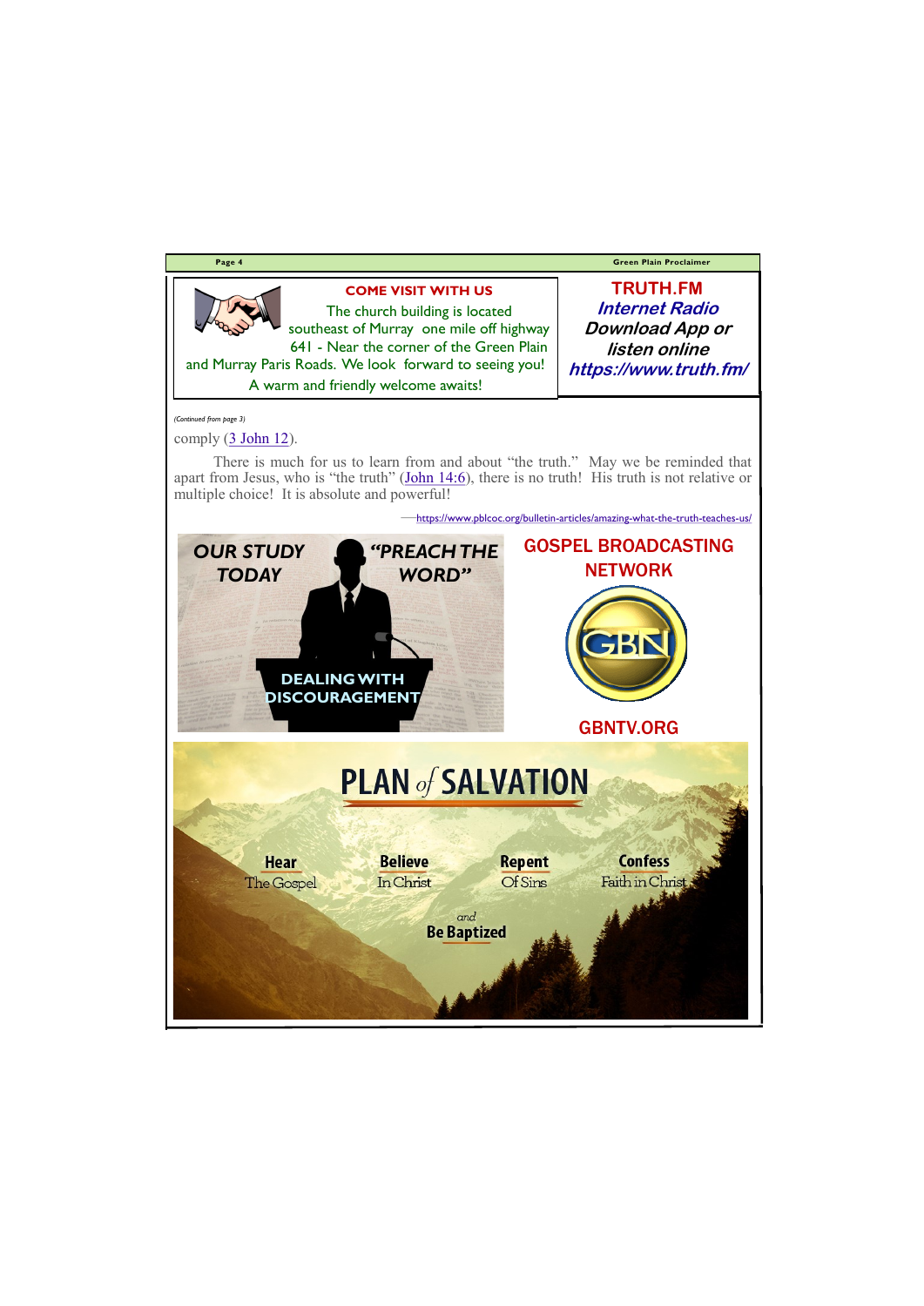## COME VISIT WITH US

The church building is located southeast of Murray one mile off highway 641 - Near the corner of the Green Plain and Murray Paris Roads. We look forward to seeing you! A warm and friendly welcome awaits!

## TRUTH.FM

*Internet Radio*

*Download App or listen online*

*https://www.truth.fm/*

*(Continued from page 3)*

comply (3 John 12).

There is much for us to learn from and about "the truth." May we be reminded that apart from Jesus, who is "the truth" (John 14:6), there is no truth! His truth is not relative or multiple choice! It is absolute and powerful!

—https://www.pblcoc.org/bulletin-articles/amazing-what-the-truth-teaches-us/

**OUR STUDY TODAY**

**"PREACH THE WORD"**

**DEALING WITH DISCOURAGEMENT**

## GOSPEL BROADCASTING NETWORK

GBN

GBNTV.ORG

## PLAN of SALVATION

**Hear** The Gospel

**Believe** In Christ

**Repent** Of Sins

**Confess** Faith in Christ

*and*

**Be Baptized**